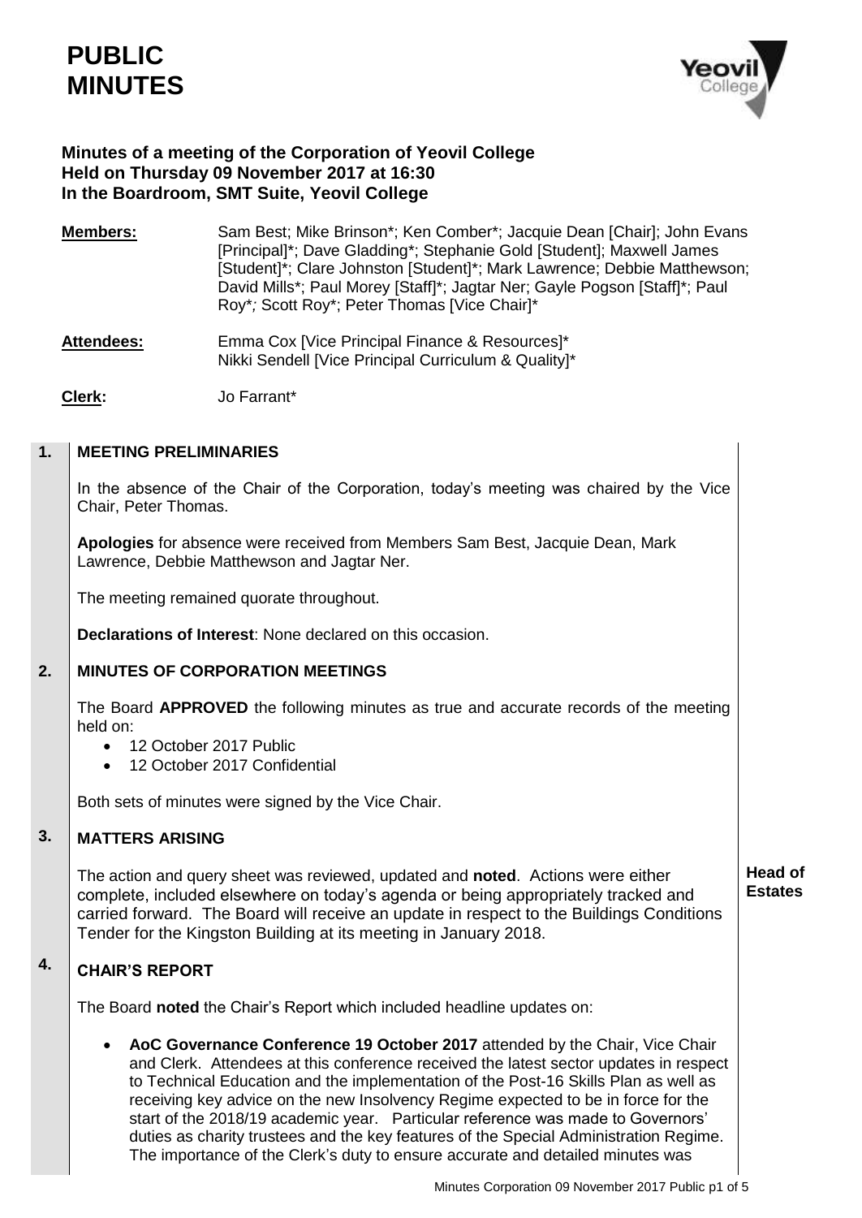# PUBLIC MINUTES

**Minutes of a meeting of the Corporation of Yeovil College**
**Held on Thursday 09 November 2017 at 16:30**
**In the Boardroom, SMT Suite, Yeovil College**

**Members:** Sam Best; Mike Brinson*; Ken Comber*; Jacquie Dean [Chair]; John Evans [Principal]*; Dave Gladding*; Stephanie Gold [Student]; Maxwell James [Student]*; Clare Johnston [Student]*; Mark Lawrence; Debbie Matthewson; David Mills*; Paul Morey [Staff]*; Jagtar Ner; Gayle Pogson [Staff]*; Paul Roy*; Scott Roy*; Peter Thomas [Vice Chair]*

**Attendees:** Emma Cox [Vice Principal Finance & Resources]*
Nikki Sendell [Vice Principal Curriculum & Quality]*

**Clerk:** Jo Farrant*

## 1. MEETING PRELIMINARIES

In the absence of the Chair of the Corporation, today's meeting was chaired by the Vice Chair, Peter Thomas.

**Apologies** for absence were received from Members Sam Best, Jacquie Dean, Mark Lawrence, Debbie Matthewson and Jagtar Ner.

The meeting remained quorate throughout.

**Declarations of Interest**: None declared on this occasion.

## 2. MINUTES OF CORPORATION MEETINGS

The Board **APPROVED** the following minutes as true and accurate records of the meeting held on:

- 12 October 2017 Public
- 12 October 2017 Confidential

Both sets of minutes were signed by the Vice Chair.

## 3. MATTERS ARISING

The action and query sheet was reviewed, updated and **noted**. Actions were either complete, included elsewhere on today's agenda or being appropriately tracked and carried forward. The Board will receive an update in respect to the Buildings Conditions Tender for the Kingston Building at its meeting in January 2018.

**Head of Estates**

## 4. CHAIR'S REPORT

The Board **noted** the Chair's Report which included headline updates on:

- **AoC Governance Conference 19 October 2017** attended by the Chair, Vice Chair and Clerk. Attendees at this conference received the latest sector updates in respect to Technical Education and the implementation of the Post-16 Skills Plan as well as receiving key advice on the new Insolvency Regime expected to be in force for the start of the 2018/19 academic year. Particular reference was made to Governors' duties as charity trustees and the key features of the Special Administration Regime. The importance of the Clerk's duty to ensure accurate and detailed minutes was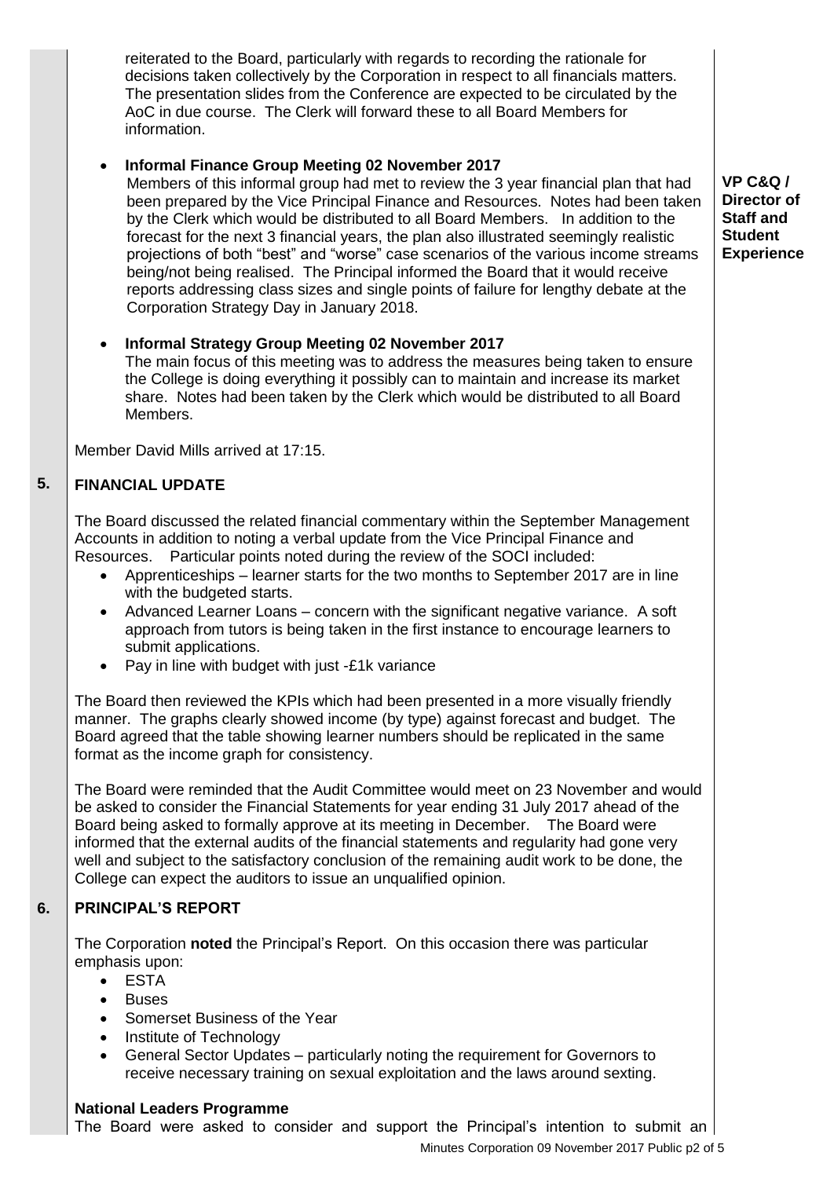reiterated to the Board, particularly with regards to recording the rationale for decisions taken collectively by the Corporation in respect to all financials matters. The presentation slides from the Conference are expected to be circulated by the AoC in due course. The Clerk will forward these to all Board Members for information.

- **Informal Finance Group Meeting 02 November 2017**
  Members of this informal group had met to review the 3 year financial plan that had been prepared by the Vice Principal Finance and Resources. Notes had been taken by the Clerk which would be distributed to all Board Members. In addition to the forecast for the next 3 financial years, the plan also illustrated seemingly realistic projections of both "best" and "worse" case scenarios of the various income streams being/not being realised. The Principal informed the Board that it would receive reports addressing class sizes and single points of failure for lengthy debate at the Corporation Strategy Day in January 2018.

  **VP C&Q / Director of Staff and Student Experience**

- **Informal Strategy Group Meeting 02 November 2017**
  The main focus of this meeting was to address the measures being taken to ensure the College is doing everything it possibly can to maintain and increase its market share. Notes had been taken by the Clerk which would be distributed to all Board Members.

Member David Mills arrived at 17:15.

## 5. FINANCIAL UPDATE

The Board discussed the related financial commentary within the September Management Accounts in addition to noting a verbal update from the Vice Principal Finance and Resources. Particular points noted during the review of the SOCI included:

- Apprenticeships – learner starts for the two months to September 2017 are in line with the budgeted starts.
- Advanced Learner Loans – concern with the significant negative variance. A soft approach from tutors is being taken in the first instance to encourage learners to submit applications.
- Pay in line with budget with just -£1k variance

The Board then reviewed the KPIs which had been presented in a more visually friendly manner. The graphs clearly showed income (by type) against forecast and budget. The Board agreed that the table showing learner numbers should be replicated in the same format as the income graph for consistency.

The Board were reminded that the Audit Committee would meet on 23 November and would be asked to consider the Financial Statements for year ending 31 July 2017 ahead of the Board being asked to formally approve at its meeting in December. The Board were informed that the external audits of the financial statements and regularity had gone very well and subject to the satisfactory conclusion of the remaining audit work to be done, the College can expect the auditors to issue an unqualified opinion.

## 6. PRINCIPAL'S REPORT

The Corporation **noted** the Principal's Report. On this occasion there was particular emphasis upon:

- ESTA
- Buses
- Somerset Business of the Year
- Institute of Technology
- General Sector Updates – particularly noting the requirement for Governors to receive necessary training on sexual exploitation and the laws around sexting.

**National Leaders Programme**

The Board were asked to consider and support the Principal's intention to submit an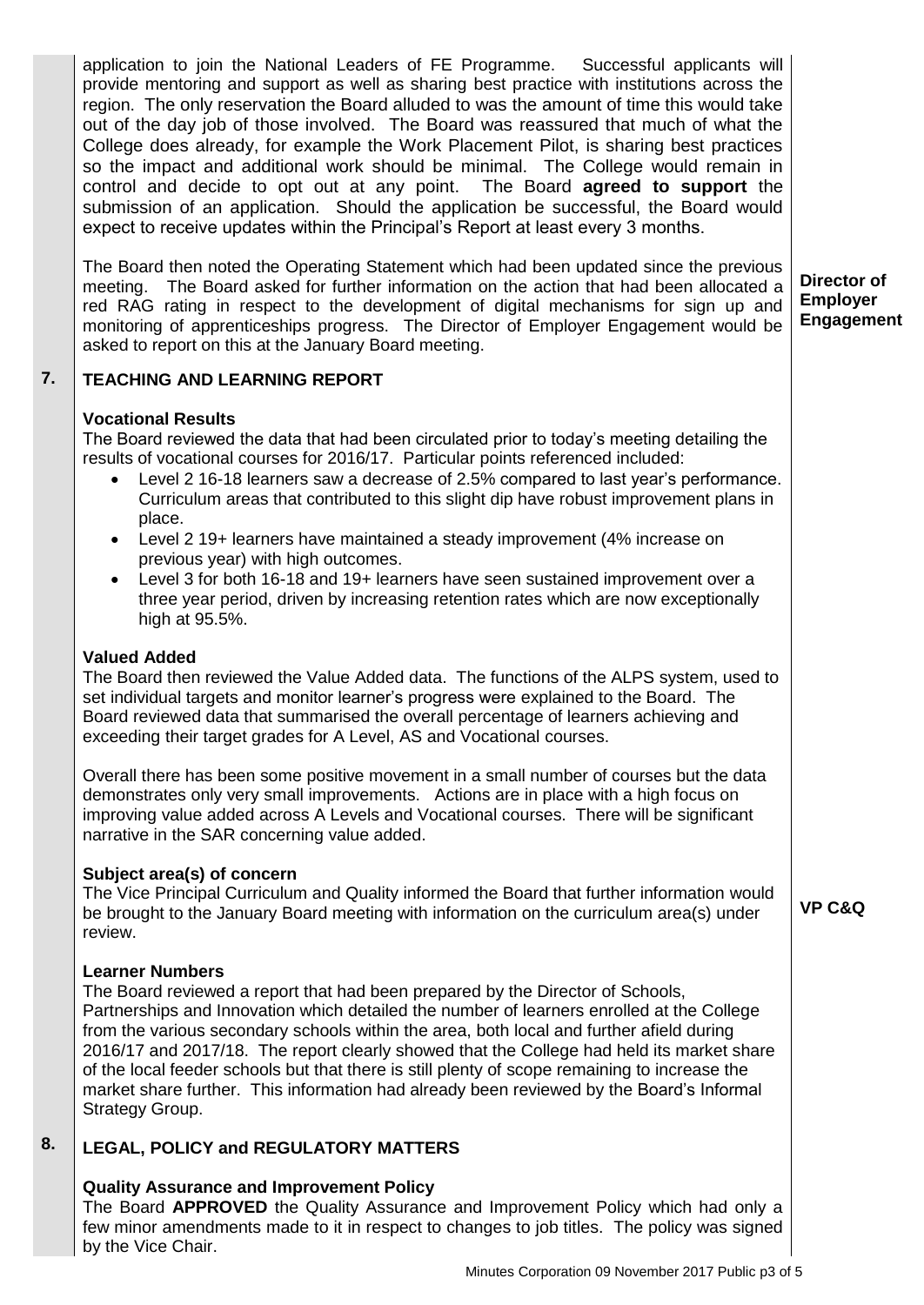application to join the National Leaders of FE Programme. Successful applicants will provide mentoring and support as well as sharing best practice with institutions across the region. The only reservation the Board alluded to was the amount of time this would take out of the day job of those involved. The Board was reassured that much of what the College does already, for example the Work Placement Pilot, is sharing best practices so the impact and additional work should be minimal. The College would remain in control and decide to opt out at any point. The Board **agreed to support** the submission of an application. Should the application be successful, the Board would expect to receive updates within the Principal's Report at least every 3 months.

The Board then noted the Operating Statement which had been updated since the previous meeting. The Board asked for further information on the action that had been allocated a red RAG rating in respect to the development of digital mechanisms for sign up and monitoring of apprenticeships progress. The Director of Employer Engagement would be asked to report on this at the January Board meeting.

**Director of Employer Engagement**

## 7. TEACHING AND LEARNING REPORT

**Vocational Results**

The Board reviewed the data that had been circulated prior to today's meeting detailing the results of vocational courses for 2016/17. Particular points referenced included:

- Level 2 16-18 learners saw a decrease of 2.5% compared to last year's performance. Curriculum areas that contributed to this slight dip have robust improvement plans in place.
- Level 2 19+ learners have maintained a steady improvement (4% increase on previous year) with high outcomes.
- Level 3 for both 16-18 and 19+ learners have seen sustained improvement over a three year period, driven by increasing retention rates which are now exceptionally high at 95.5%.

**Valued Added**

The Board then reviewed the Value Added data. The functions of the ALPS system, used to set individual targets and monitor learner's progress were explained to the Board. The Board reviewed data that summarised the overall percentage of learners achieving and exceeding their target grades for A Level, AS and Vocational courses.

Overall there has been some positive movement in a small number of courses but the data demonstrates only very small improvements. Actions are in place with a high focus on improving value added across A Levels and Vocational courses. There will be significant narrative in the SAR concerning value added.

**Subject area(s) of concern**

The Vice Principal Curriculum and Quality informed the Board that further information would be brought to the January Board meeting with information on the curriculum area(s) under review.

**VP C&Q**

**Learner Numbers**

The Board reviewed a report that had been prepared by the Director of Schools, Partnerships and Innovation which detailed the number of learners enrolled at the College from the various secondary schools within the area, both local and further afield during 2016/17 and 2017/18. The report clearly showed that the College had held its market share of the local feeder schools but that there is still plenty of scope remaining to increase the market share further. This information had already been reviewed by the Board's Informal Strategy Group.

## 8. LEGAL, POLICY and REGULATORY MATTERS

**Quality Assurance and Improvement Policy**

The Board **APPROVED** the Quality Assurance and Improvement Policy which had only a few minor amendments made to it in respect to changes to job titles. The policy was signed by the Vice Chair.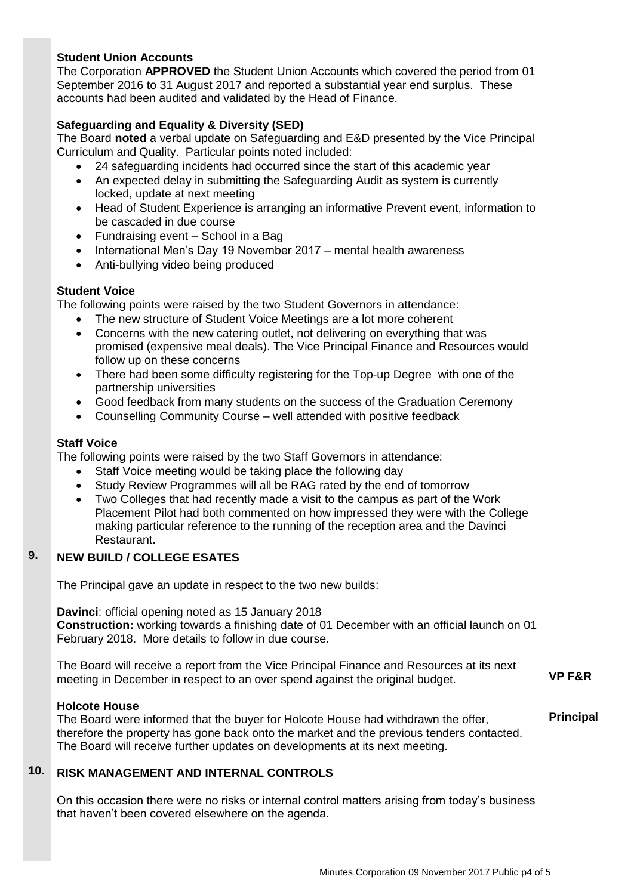**Student Union Accounts**

The Corporation **APPROVED** the Student Union Accounts which covered the period from 01 September 2016 to 31 August 2017 and reported a substantial year end surplus. These accounts had been audited and validated by the Head of Finance.

**Safeguarding and Equality & Diversity (SED)**

The Board **noted** a verbal update on Safeguarding and E&D presented by the Vice Principal Curriculum and Quality. Particular points noted included:

- 24 safeguarding incidents had occurred since the start of this academic year
- An expected delay in submitting the Safeguarding Audit as system is currently locked, update at next meeting
- Head of Student Experience is arranging an informative Prevent event, information to be cascaded in due course
- Fundraising event – School in a Bag
- International Men's Day 19 November 2017 – mental health awareness
- Anti-bullying video being produced

**Student Voice**

The following points were raised by the two Student Governors in attendance:

- The new structure of Student Voice Meetings are a lot more coherent
- Concerns with the new catering outlet, not delivering on everything that was promised (expensive meal deals). The Vice Principal Finance and Resources would follow up on these concerns
- There had been some difficulty registering for the Top-up Degree with one of the partnership universities
- Good feedback from many students on the success of the Graduation Ceremony
- Counselling Community Course – well attended with positive feedback

**Staff Voice**

The following points were raised by the two Staff Governors in attendance:

- Staff Voice meeting would be taking place the following day
- Study Review Programmes will all be RAG rated by the end of tomorrow
- Two Colleges that had recently made a visit to the campus as part of the Work Placement Pilot had both commented on how impressed they were with the College making particular reference to the running of the reception area and the Davinci Restaurant.

## 9. NEW BUILD / COLLEGE ESATES

The Principal gave an update in respect to the two new builds:

**Davinci**: official opening noted as 15 January 2018
**Construction:** working towards a finishing date of 01 December with an official launch on 01 February 2018. More details to follow in due course.

The Board will receive a report from the Vice Principal Finance and Resources at its next meeting in December in respect to an over spend against the original budget. — **VP F&R**

**Holcote House**

The Board were informed that the buyer for Holcote House had withdrawn the offer, therefore the property has gone back onto the market and the previous tenders contacted. The Board will receive further updates on developments at its next meeting. — **Principal**

## 10. RISK MANAGEMENT AND INTERNAL CONTROLS

On this occasion there were no risks or internal control matters arising from today's business that haven't been covered elsewhere on the agenda.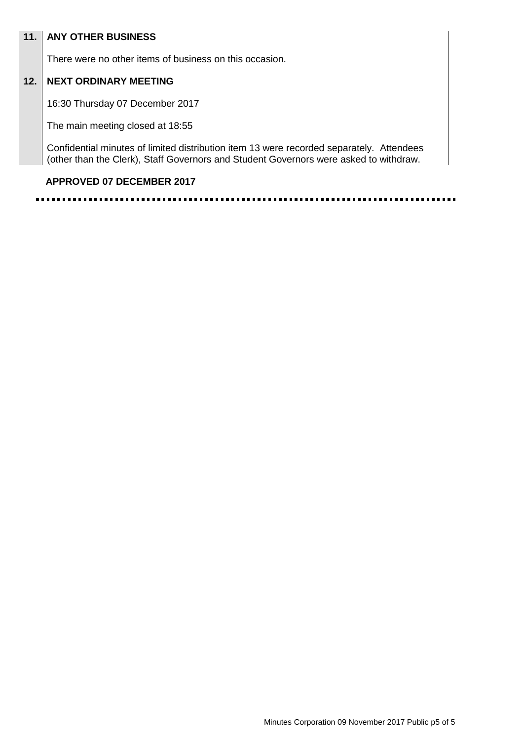## 11. ANY OTHER BUSINESS

There were no other items of business on this occasion.

## 12. NEXT ORDINARY MEETING

16:30 Thursday 07 December 2017

The main meeting closed at 18:55

Confidential minutes of limited distribution item 13 were recorded separately. Attendees (other than the Clerk), Staff Governors and Student Governors were asked to withdraw.

**APPROVED 07 DECEMBER 2017**